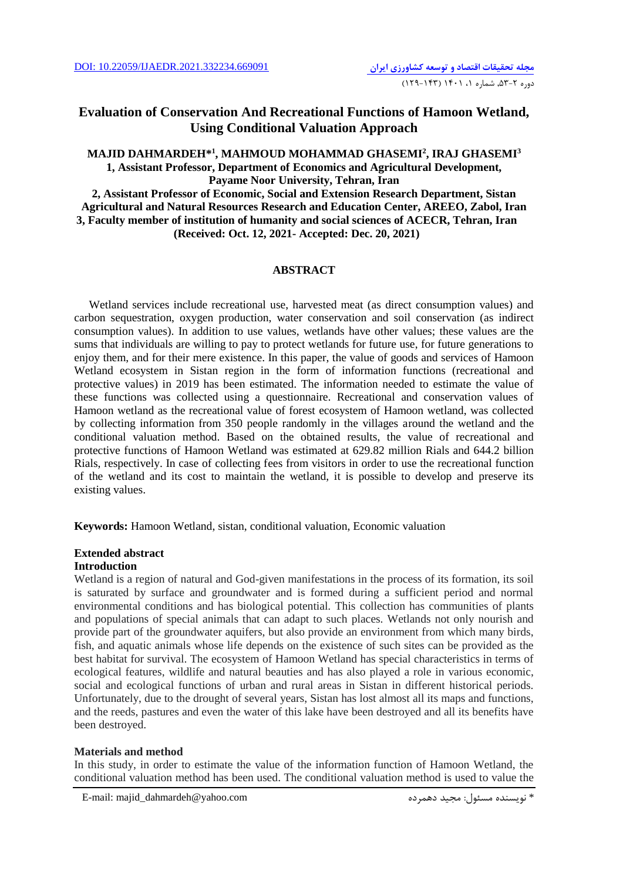# Evaluation of Conservation And Recreational Functions of Hamoon Wetland, Using Conditional Valuation Approach

**MAJID DAHMARDEH*[1], MAHMOUD MOHAMMAD GHASEMI[2], IRAJ GHASEMI[3]**

**1, Assistant Professor, Department of Economics and Agricultural Development, Payame Noor University, Tehran, Iran**

**2, Assistant Professor of Economic, Social and Extension Research Department, Sistan Agricultural and Natural Resources Research and Education Center, AREEO, Zabol, Iran**

**3, Faculty member of institution of humanity and social sciences of ACECR, Tehran, Iran**

**(Received: Oct. 12, 2021- Accepted: Dec. 20, 2021)**

## ABSTRACT

Wetland services include recreational use, harvested meat (as direct consumption values) and carbon sequestration, oxygen production, water conservation and soil conservation (as indirect consumption values). In addition to use values, wetlands have other values; these values are the sums that individuals are willing to pay to protect wetlands for future use, for future generations to enjoy them, and for their mere existence. In this paper, the value of goods and services of Hamoon Wetland ecosystem in Sistan region in the form of information functions (recreational and protective values) in 2019 has been estimated. The information needed to estimate the value of these functions was collected using a questionnaire. Recreational and conservation values of Hamoon wetland as the recreational value of forest ecosystem of Hamoon wetland, was collected by collecting information from 350 people randomly in the villages around the wetland and the conditional valuation method. Based on the obtained results, the value of recreational and protective functions of Hamoon Wetland was estimated at 629.82 million Rials and 644.2 billion Rials, respectively. In case of collecting fees from visitors in order to use the recreational function of the wetland and its cost to maintain the wetland, it is possible to develop and preserve its existing values.

**Keywords:** Hamoon Wetland, sistan, conditional valuation, Economic valuation

**Extended abstract**

**Introduction**

Wetland is a region of natural and God-given manifestations in the process of its formation, its soil is saturated by surface and groundwater and is formed during a sufficient period and normal environmental conditions and has biological potential. This collection has communities of plants and populations of special animals that can adapt to such places. Wetlands not only nourish and provide part of the groundwater aquifers, but also provide an environment from which many birds, fish, and aquatic animals whose life depends on the existence of such sites can be provided as the best habitat for survival. The ecosystem of Hamoon Wetland has special characteristics in terms of ecological features, wildlife and natural beauties and has also played a role in various economic, social and ecological functions of urban and rural areas in Sistan in different historical periods. Unfortunately, due to the drought of several years, Sistan has lost almost all its maps and functions, and the reeds, pastures and even the water of this lake have been destroyed and all its benefits have been destroyed.

**Materials and method**

In this study, in order to estimate the value of the information function of Hamoon Wetland, the conditional valuation method has been used. The conditional valuation method is used to value the

E-mail: majid_dahmardeh@yahoo.com

* نویسنده مسئول: مجید دهمرده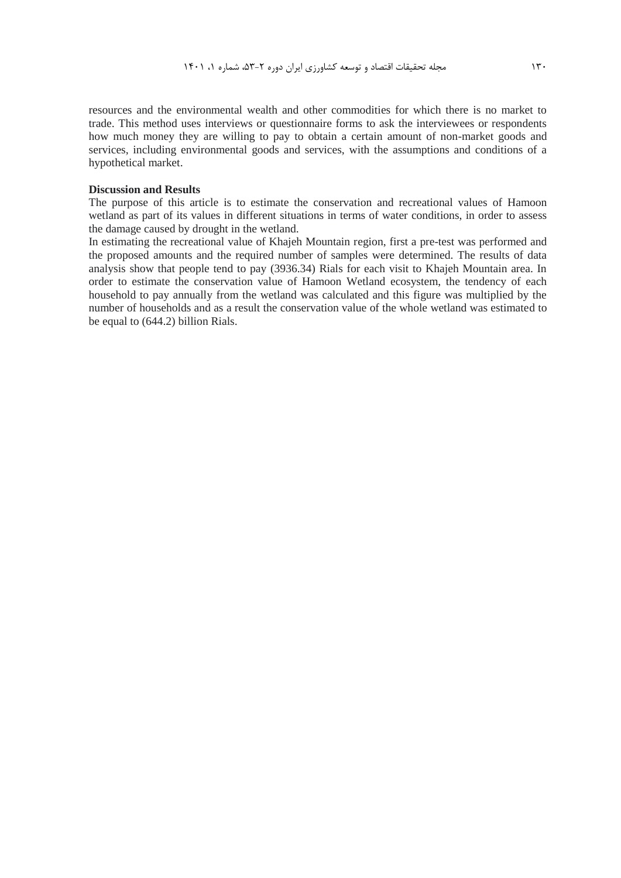resources and the environmental wealth and other commodities for which there is no market to trade. This method uses interviews or questionnaire forms to ask the interviewees or respondents how much money they are willing to pay to obtain a certain amount of non-market goods and services, including environmental goods and services, with the assumptions and conditions of a hypothetical market.

**Discussion and Results**

The purpose of this article is to estimate the conservation and recreational values of Hamoon wetland as part of its values in different situations in terms of water conditions, in order to assess the damage caused by drought in the wetland.

In estimating the recreational value of Khajeh Mountain region, first a pre-test was performed and the proposed amounts and the required number of samples were determined. The results of data analysis show that people tend to pay (3936.34) Rials for each visit to Khajeh Mountain area. In order to estimate the conservation value of Hamoon Wetland ecosystem, the tendency of each household to pay annually from the wetland was calculated and this figure was multiplied by the number of households and as a result the conservation value of the whole wetland was estimated to be equal to (644.2) billion Rials.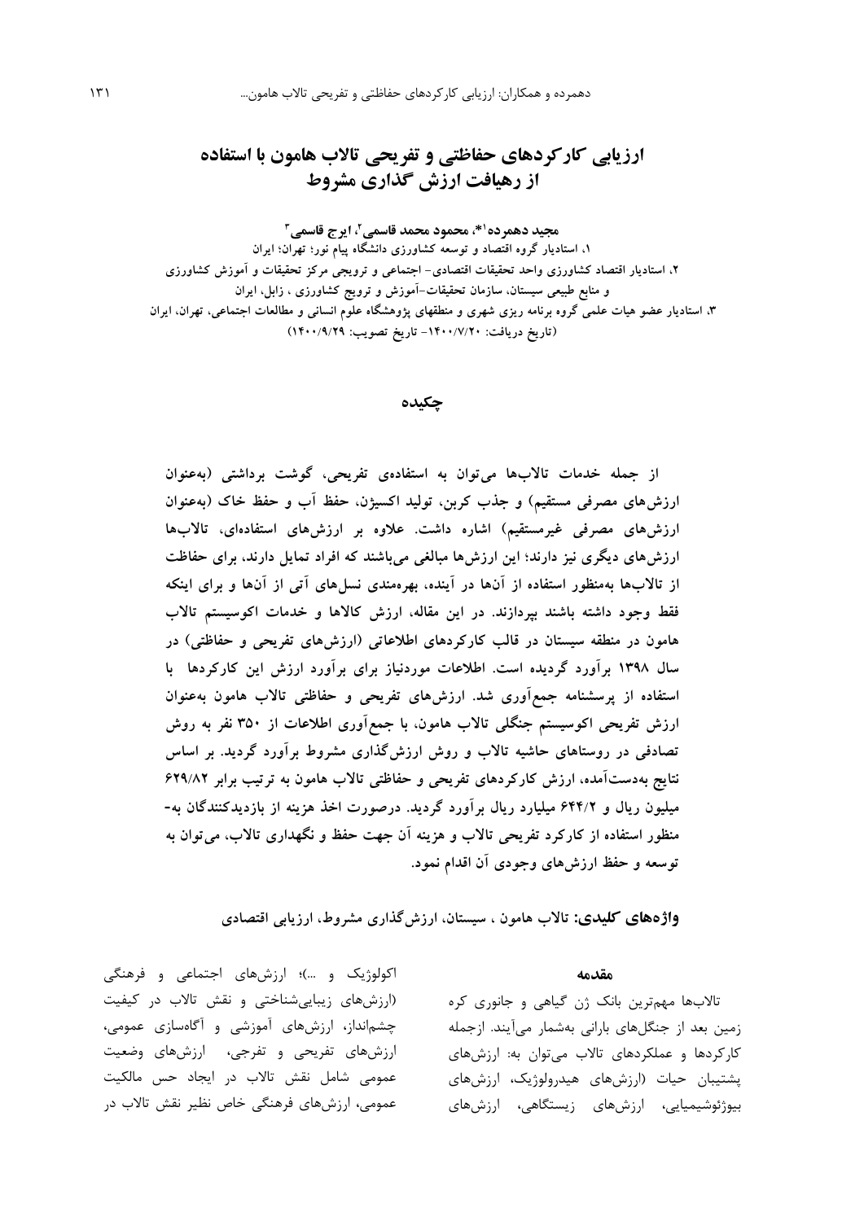# ارزیابی کارکردهای حفاظتی و تفریحی تالاب هامون با استفاده از رهیافت ارزش گذاری مشروط

**مجید دهمرده[1]*، محمود محمد قاسمی[2]، ایرج قاسمی[3]**

۱، استادیار گروه اقتصاد و توسعه کشاورزی دانشگاه پیام نور؛ تهران؛ ایران

۲، استادیار اقتصاد کشاورزی واحد تحقیقات اقتصادی- اجتماعی و ترویجی مرکز تحقیقات و آموزش کشاورزی و منابع طبیعی سیستان، سازمان تحقیقات-آموزش و ترویج کشاورزی ، زابل، ایران

۳، استادیار عضو هیات علمی گروه برنامه ریزی شهری و منطقهای پژوهشگاه علوم انسانی و مطالعات اجتماعی، تهران، ایران

(تاریخ دریافت: ۱۴۰۰/۷/۲۰- تاریخ تصویب: ۱۴۰۰/۹/۲۹)

## چکیده

**از جمله خدمات تالاب‌ها می‌توان به استفاده‌ی تفریحی، گوشت برداشتی (به‌عنوان ارزش‌های مصرفی مستقیم) و جذب کربن، تولید اکسیژن، حفظ آب و حفظ خاک (به‌عنوان ارزش‌های مصرفی غیرمستقیم) اشاره داشت. علاوه بر ارزش‌های استفاده‌ای، تالاب‌ها ارزش‌های دیگری نیز دارند؛ این ارزش‌ها مبالغی می‌باشند که افراد تمایل دارند، برای حفاظت از تالاب‌ها به‌منظور استفاده از آن‌ها در آینده، بهره‌مندی نسل‌های آتی از آن‌ها و برای اینکه فقط وجود داشته باشند بپردازند. در این مقاله، ارزش کالاها و خدمات اکوسیستم تالاب هامون در منطقه سیستان در قالب کارکردهای اطلاعاتی (ارزش‌های تفریحی و حفاظتی) در سال ۱۳۹۸ برآورد گردیده است. اطلاعات موردنیاز برای برآورد ارزش این کارکردها با استفاده از پرسشنامه جمع‌آوری شد. ارزش‌های تفریحی و حفاظتی تالاب هامون به‌عنوان ارزش تفریحی اکوسیستم جنگلی تالاب هامون، با جمع‌آوری اطلاعات از ۳۵۰ نفر به روش تصادفی در روستاهای حاشیه تالاب و روش ارزش‌گذاری مشروط برآورد گردید. بر اساس نتایج به‌دست‌آمده، ارزش کارکردهای تفریحی و حفاظتی تالاب هامون به ترتیب برابر ۶۲۹/۸۲ میلیون ریال و ۶۴۴/۲ میلیارد ریال برآورد گردید. درصورت اخذ هزینه از بازدیدکنندگان به‌منظور استفاده از کارکرد تفریحی تالاب و هزینه آن جهت حفظ و نگهداری تالاب، می‌توان به توسعه و حفظ ارزش‌های وجودی آن اقدام نمود.**

**واژه‌های کلیدی:** تالاب هامون ، سیستان، ارزش‌گذاری مشروط، ارزیابی اقتصادی

### مقدمه

تالاب‌ها مهم‌ترین بانک ژن گیاهی و جانوری کره زمین بعد از جنگل‌های بارانی به‌شمار می‌آیند. ازجمله کارکردها و عملکردهای تالاب می‌توان به: ارزش‌های پشتیبان حیات (ارزش‌های هیدرولوژیک، ارزش‌های بیوژئوشیمیایی، ارزش‌های زیستگاهی، ارزش‌های اکولوژیک و ...)؛ ارزش‌های اجتماعی و فرهنگی (ارزش‌های زیبایی‌شناختی و نقش تالاب در کیفیت چشم‌انداز، ارزش‌های آموزشی و آگاه‌سازی عمومی، ارزش‌های تفریحی و تفرجی، ارزش‌های وضعیت عمومی شامل نقش تالاب در ایجاد حس مالکیت عمومی، ارزش‌های فرهنگی خاص نظیر نقش تالاب در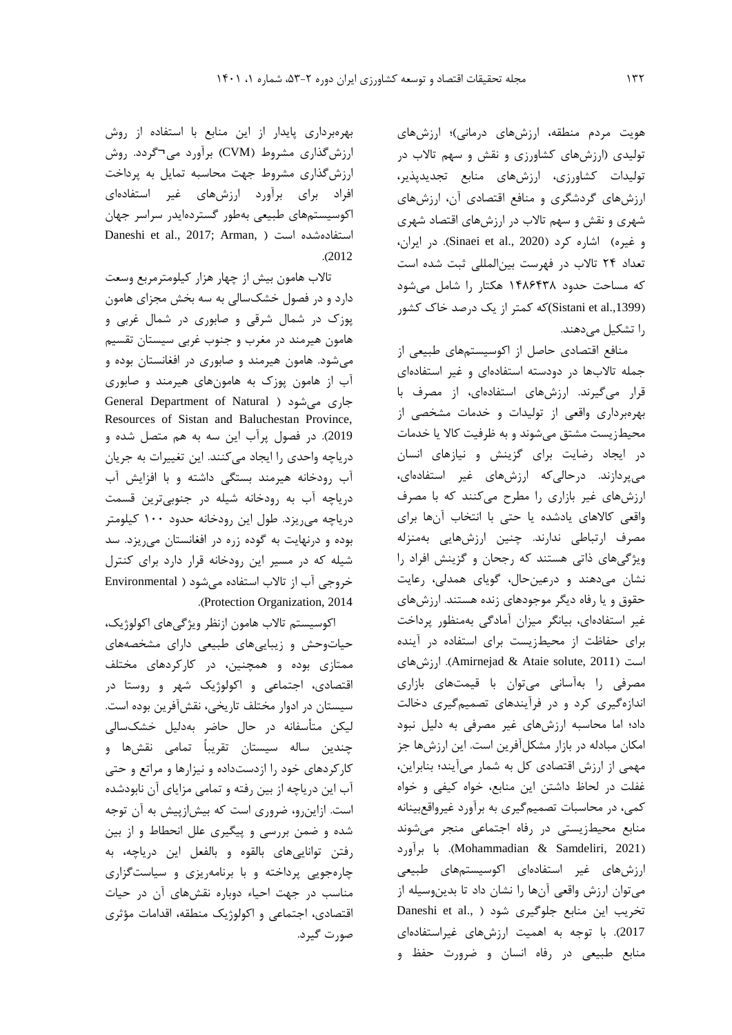هویت مردم منطقه، ارزش‌های درمانی)؛ ارزش‌های تولیدی (ارزش‌های کشاورزی و نقش و سهم تالاب در تولیدات کشاورزی، ارزش‌های منابع تجدیدپذیر، ارزش‌های گردشگری و منافع اقتصادی آن، ارزش‌های شهری و نقش و سهم تالاب در ارزش‌های اقتصاد شهری و غیره) اشاره کرد (Sinaei et al., 2020). در ایران، تعداد ۲۴ تالاب در فهرست بین‌المللی ثبت شده است که مساحت حدود ۱۴۸۶۴۳۸ هکتار را شامل می‌شود (Sistani et al.,1399)که کمتر از یک درصد خاک کشور را تشکیل می‌دهند.

منافع اقتصادی حاصل از اکوسیستم‌های طبیعی از جمله تالاب‌ها در دودسته استفاده‌ای و غیر استفاده‌ای قرار می‌گیرند. ارزش‌های استفاده‌ای، از مصرف با بهره‌برداری واقعی از تولیدات و خدمات مشخصی از محیط‌زیست مشتق می‌شوند و به ظرفیت کالا یا خدمات در ایجاد رضایت برای گزینش و نیازهای انسان می‌پردازند. درحالی‌که ارزش‌های غیر استفاده‌ای، ارزش‌های غیر بازاری را مطرح می‌کنند که با مصرف واقعی کالاهای یادشده یا حتی با انتخاب آن‌ها برای مصرف ارتباطی ندارند. چنین ارزش‌هایی به‌منزله ویژگی‌های ذاتی هستند که رجحان و گزینش افراد را نشان می‌دهند و درعین‌حال، گویای همدلی، رعایت حقوق و یا رفاه دیگر موجودهای زنده هستند. ارزش‌های غیر استفاده‌ای، بیانگر میزان آمادگی به‌منظور پرداخت برای حفاظت از محیط‌زیست برای استفاده در آینده است (Amirnejad & Ataie solute, 2011). ارزش‌های مصرفی را به‌آسانی می‌توان با قیمت‌های بازاری اندازه‌گیری کرد و در فرآیندهای تصمیم‌گیری دخالت داد؛ اما محاسبه ارزش‌های غیر مصرفی به دلیل نبود امکان مبادله در بازار مشکل‌آفرین است. این ارزش‌ها جز مهمی از ارزش اقتصادی کل به شمار می‌آیند؛ بنابراین، غفلت در لحاظ داشتن این منابع، خواه کیفی و خواه کمی، در محاسبات تصمیم‌گیری به برآورد غیرواقع‌بینانه منابع محیط‌زیستی در رفاه اجتماعی منجر می‌شوند (Mohammadian & Samdeliri, 2021). با برآورد ارزش‌های غیر استفاده‌ای اکوسیستم‌های طبیعی می‌توان ارزش واقعی آن‌ها را نشان داد تا بدین‌وسیله از تخریب این منابع جلوگیری شود (Daneshi et al., 2017). با توجه به اهمیت ارزش‌های غیراستفاده‌ای منابع طبیعی در رفاه انسان و ضرورت حفظ و بهره‌برداری پایدار از این منابع با استفاده از روش ارزش‌گذاری مشروط (CVM) برآورد می¬گردد. روش ارزش‌گذاری مشروط جهت محاسبه تمایل به پرداخت افراد برای برآورد ارزش‌های غیر استفاده‌ای اکوسیستم‌های طبیعی به‌طور گسترده‌ایدر سراسر جهان استفاده‌شده است (Daneshi et al., 2017; Arman, 2012).

تالاب هامون بیش از چهار هزار کیلومترمربع وسعت دارد و در فصول خشک‌سالی به سه بخش مجزای هامون پوزک در شمال شرقی و صابوری در شمال غربی و هامون هیرمند در مغرب و جنوب غربی سیستان تقسیم می‌شود. هامون هیرمند و صابوری در افغانستان بوده و آب از هامون پوزک به هامون‌های هیرمند و صابوری جاری می‌شود (General Department of Natural Resources of Sistan and Baluchestan Province, 2019). در فصول پرآب این سه به هم متصل شده و دریاچه واحدی را ایجاد می‌کنند. این تغییرات به جریان آب رودخانه هیرمند بستگی داشته و با افزایش آب دریاچه آب به رودخانه شیله در جنوبی‌ترین قسمت دریاچه می‌ریزد. طول این رودخانه حدود ۱۰۰ کیلومتر بوده و درنهایت به گوده زره در افغانستان می‌ریزد. سد شیله که در مسیر این رودخانه قرار دارد برای کنترل خروجی آب از تالاب استفاده می‌شود (Environmental Protection Organization, 2014).

اکوسیستم تالاب هامون ازنظر ویژگی‌های اکولوژیک، حیات‌وحش و زیبایی‌های طبیعی دارای مشخصه‌های ممتازی بوده و همچنین، در کارکردهای مختلف اقتصادی، اجتماعی و اکولوژیک شهر و روستا در سیستان در ادوار مختلف تاریخی، نقش‌آفرین بوده است. لیکن متأسفانه در حال حاضر به‌دلیل خشک‌سالی چندین ساله سیستان تقریباً تمامی نقش‌ها و کارکردهای خود را ازدست‌داده و نیزارها و مراتع و حتی آب این دریاچه از بین رفته و تمامی مزایای آن نابودشده است. ازاین‌رو، ضروری است که بیش‌ازپیش به آن توجه شده و ضمن بررسی و پیگیری علل انحطاط و از بین رفتن توانایی‌های بالقوه و بالفعل این دریاچه، به چاره‌جویی پرداخته و با برنامه‌ریزی و سیاست‌گزاری مناسب در جهت احیاء دوباره نقش‌های آن در حیات اقتصادی، اجتماعی و اکولوژیک منطقه، اقدامات مؤثری صورت گیرد.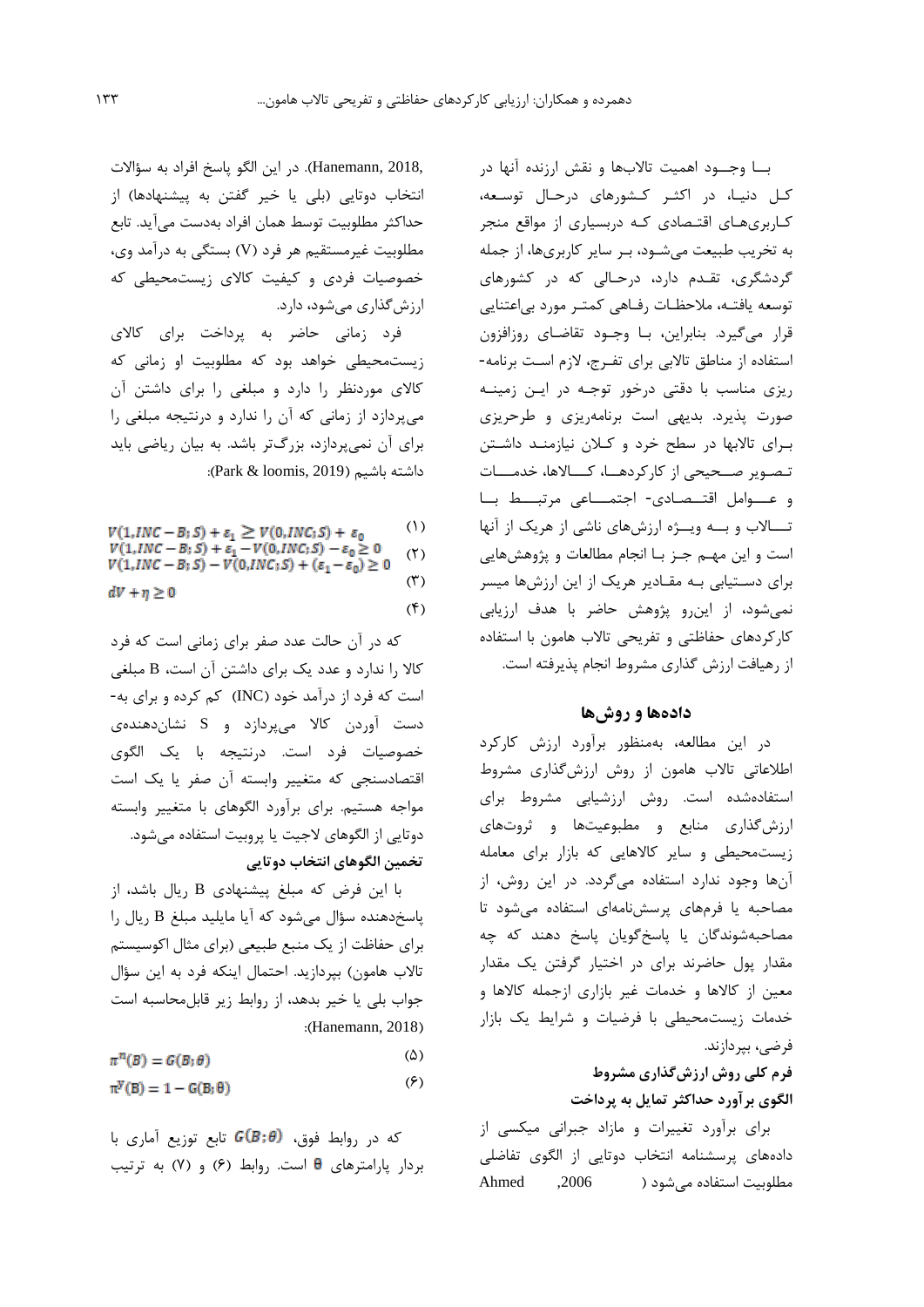بـــا وجـــود اهمیت تالاب‌ها و نقش ارزنده آنها در کـل دنیـا، در اکثـر کـشورهای درحـال توسـعه، کـاربری‌هـای اقتـصادی کـه دربسیاری از مواقع منجر به تخریب طبیعت می‌شـود، بـر سایر کاربری‌ها، از جمله گردشگری، تقـدم دارد، درحـالی که در کشورهای توسعه یافتـه، ملاحظـات رفـاهی کمتـر مورد بی‌اعتنایی قرار می‌گیرد. بنابراین، بـا وجـود تقاضـای روزافزون استفاده از مناطق تالابی برای تفـرج، لازم اسـت برنامه‌ریزی مناسب با دقتی درخور توجـه در ایـن زمینـه صورت پذیرد. بدیهی است برنامه‌ریزی و طرحریزی بـرای تالابها در سطح خرد و کـلان نیازمنـد داشـتن تـصویر صـحیحی از کارکردهـا، کـالاها، خدمـات و عـوامل اقتـصادی- اجتمـاعی مرتبـط بـا تـالاب و بـه ویـژه ارزش‌های ناشی از هریک از آنها است و این مهـم جـز بـا انجام مطالعات و پژوهش‌هایی برای دسـتیابی بـه مقـادیر هریک از این ارزش‌ها میسر نمی‌شود، از این‌رو پژوهش حاضر با هدف ارزیابی کارکردهای حفاظتی و تفریحی تالاب هامون با استفاده از رهیافت ارزش گذاری مشروط انجام پذیرفته است.

## داده‌ها و روش‌ها

در این مطالعه، به‌منظور برآورد ارزش کارکرد اطلاعاتی تالاب هامون از روش ارزش‌گذاری مشروط استفاده‌شده است. روش ارزشیابی مشروط برای ارزش‌گذاری منابع و مطبوعیت‌ها و ثروت‌های زیست‌محیطی و سایر کالاهایی که بازار برای معامله آن‌ها وجود ندارد استفاده می‌گردد. در این روش، از مصاحبه یا فرم‌های پرسش‌نامه‌ای استفاده می‌شود تا مصاحبه‌شوندگان یا پاسخ‌گویان پاسخ دهند که چه مقدار پول حاضرند برای در اختیار گرفتن یک مقدار معین از کالاها و خدمات غیر بازاری ازجمله کالاها و خدمات زیست‌محیطی با فرضیات و شرایط یک بازار فرضی، بپردازند.

### فرم کلی روش ارزش‌گذاری مشروط

### الگوی برآورد حداکثر تمایل به پرداخت

برای برآورد تغییرات و مازاد جبرانی میکسی از داده‌های پرسشنامه انتخاب دوتایی از الگوی تفاضلی مطلوبیت استفاده می‌شود (Ahmed, 2006; Hanemann, 2018). در این الگو پاسخ افراد به سؤالات انتخاب دوتایی (بلی یا خیر گفتن به پیشنهادها) از حداکثر مطلوبیت توسط همان افراد به‌دست می‌آید. تابع مطلوبیت غیرمستقیم هر فرد (V) بستگی به درآمد وی، خصوصیات فردی و کیفیت کالای زیست‌محیطی که ارزش‌گذاری می‌شود، دارد.

فرد زمانی حاضر به پرداخت برای کالای زیست‌محیطی خواهد بود که مطلوبیت او زمانی که کالای موردنظر را دارد و مبلغی را برای داشتن آن می‌پردازد از زمانی که آن را ندارد و درنتیجه مبلغی را برای آن نمی‌پردازد، بزرگ‌تر باشد. به بیان ریاضی باید داشته باشیم (Park & loomis, 2019):

$$V(1, INC - B; S) + \varepsilon_1 \geq V(0, INC; S) + \varepsilon_0 \quad (1)$$

$$V(1, INC - B; S) + \varepsilon_1 - V(0, INC; S) - \varepsilon_0 \geq 0 \quad (2)$$

$$V(1, INC - B; S) - V(0, INC; S) + (\varepsilon_1 - \varepsilon_0) \geq 0 \quad (3)$$

$$dV + \eta \geq 0 \quad (4)$$

که در آن حالت عدد صفر برای زمانی است که فرد کالا را ندارد و عدد یک برای داشتن آن است، B مبلغی است که فرد از درآمد خود (INC) کم کرده و برای به‌دست آوردن کالا می‌پردازد و S نشان‌دهنده‌ی خصوصیات فرد است. درنتیجه با یک الگوی اقتصادسنجی که متغییر وابسته آن صفر یا یک است مواجه هستیم. برای برآورد الگوهای با متغییر وابسته دوتایی از الگوهای لاجیت یا پروبیت استفاده می‌شود.

### تخمین الگوهای انتخاب دوتایی

با این فرض که مبلغ پیشنهادی B ریال باشد، از پاسخ‌دهنده سؤال می‌شود که آیا مایلید مبلغ B ریال را برای حفاظت از یک منبع طبیعی (برای مثال اکوسیستم تالاب هامون) بپردازید. احتمال اینکه فرد به این سؤال جواب بلی یا خیر بدهد، از روابط زیر قابل‌محاسبه است (Hanemann, 2018):

$$\pi^{n}(B) = G(B; \theta) \quad (5)$$

$$\pi^{y}(B) = 1 - G(B; \theta) \quad (6)$$

که در روابط فوق، $G(B;\theta)$ تابع توزیع آماری با بردار پارامترهای $\theta$ است. روابط (۶) و (۷) به ترتیب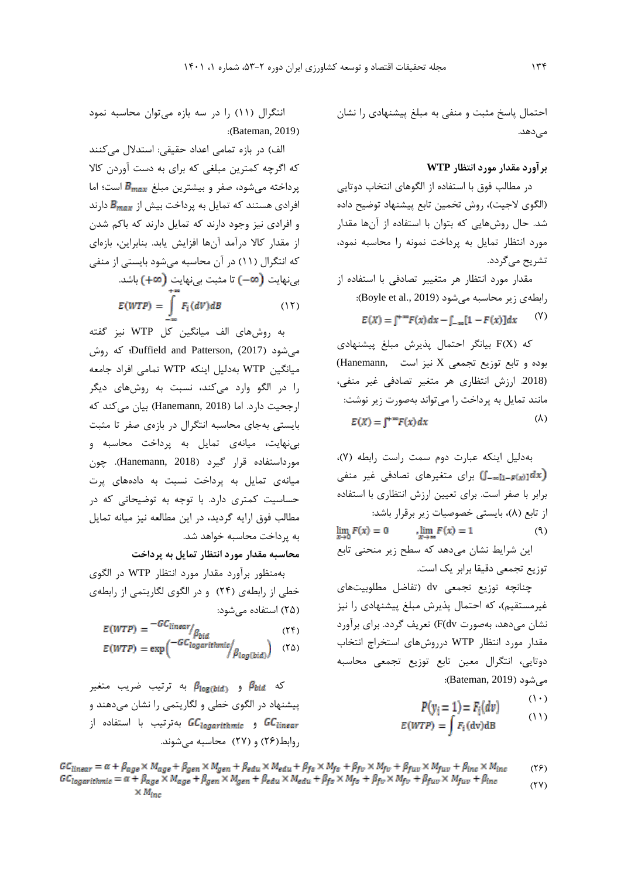احتمال پاسخ مثبت و منفی به مبلغ پیشنهادی را نشان می‌دهد.

**برآورد مقدار مورد انتظار WTP**

در مطالب فوق با استفاده از الگوهای انتخاب دوتایی (الگوی لاجیت)، روش تخمین تابع پیشنهاد توضیح داده شد. حال روش‌هایی که بتوان با استفاده از آن‌ها مقدار مورد انتظار تمایل به پرداخت نمونه را محاسبه نمود، تشریح می‌گردد.

مقدار مورد انتظار هر متغییر تصادفی با استفاده از رابطه‌ی زیر محاسبه می‌شود (Boyle et al., 2019):

$$E(X) = \int^{+\infty} F(x)dx - \int_{-\infty}[1 - F(x)]dx \quad (۷)$$

که F(X) بیانگر احتمال پذیرش مبلغ پیشنهادی بوده و تابع توزیع تجمعی X نیز است (Hanemann, 2018). ارزش انتظاری هر متغیر تصادفی غیر منفی، مانند تمایل به پرداخت را می‌تواند به‌صورت زیر نوشت:

$$E(X) = \int^{+\infty} F(x)dx \quad (۸)$$

به‌دلیل اینکه عبارت دوم سمت راست رابطه (۷)، $(\int_{-\infty}[1-F(x)]dx)$ برای متغیرهای تصادفی غیر منفی برابر با صفر است. برای تعیین ارزش انتظاری با استفاده از تابع (۸)، بایستی خصوصیات زیر برقرار باشد:

$$\lim_{x \to 0} F(x) = 0 \qquad , \lim_{x \to \infty} F(x) = 1 \quad (۹)$$

این شرایط نشان می‌دهد که سطح زیر منحنی تابع توزیع تجمعی دقیقا برابر یک است.

چنانچه توزیع تجمعی dv (تفاضل مطلوبیت‌های غیرمستقیم)، که احتمال پذیرش مبلغ پیشنهادی را نیز نشان می‌دهد، به‌صورت F(dv) تعریف گردد. برای برآورد مقدار مورد انتظار WTP درروش‌های استخراج انتخاب دوتایی، انتگرال معین تابع توزیع تجمعی محاسبه می‌شود (Bateman, 2019):

$$P(y_i = 1) = F_i(dv) \quad (۱۰)$$

$$E(WTP) = \int F_i(\mathrm{dv})d\mathrm{B} \quad (۱۱)$$

انتگرال (۱۱) را در سه بازه می‌توان محاسبه نمود (Bateman, 2019):

الف) در بازه تمامی اعداد حقیقی: استدلال می‌کنند که اگرچه کمترین مبلغی که برای به دست آوردن کالا پرداخته می‌شود، صفر و بیشترین مبلغ $B_{max}$ است؛ اما افرادی هستند که تمایل به پرداخت بیش از $B_{max}$ دارند و افرادی نیز وجود دارند که تمایل دارند که باکم شدن از مقدار کالا درآمد آن‌ها افزایش یابد. بنابراین، بازه‌ای که انتگرال (۱۱) در آن محاسبه می‌شود بایستی از منفی بی‌نهایت $(-\infty)$ تا مثبت بی‌نهایت $(+\infty)$ باشد.

$$E(WTP) = \int_{-\infty}^{+\infty} F_i(dV)dB \quad (۱۲)$$

به روش‌های الف میانگین کل WTP نیز گفته می‌شود (Duffield and Patterson, 2017)؛ که روش میانگین WTP به‌دلیل اینکه WTP تمامی افراد جامعه را در الگو وارد می‌کند، نسبت به روش‌های دیگر ارجحیت دارد. اما (Hanemann, 2018) بیان می‌کند که بایستی به‌جای محاسبه انتگرال در بازه‌ی صفر تا مثبت بی‌نهایت، میانه‌ی تمایل به پرداخت محاسبه و مورداستفاده قرار گیرد (Hanemann, 2018). چون میانه‌ی تمایل به پرداخت نسبت به داده‌های پرت حساسیت کمتری دارد. با توجه به توضیحاتی که در مطالب فوق ارایه گردید، در این مطالعه نیز میانه تمایل به پرداخت محاسبه خواهد شد.

**محاسبه مقدار مورد انتظار تمایل به پرداخت**

به‌منظور برآورد مقدار مورد انتظار WTP در الگوی خطی از رابطه‌ی (۲۴) و در الگوی لگاریتمی از رابطه‌ی (۲۵) استفاده می‌شود:

$$E(WTP) = {}^{-GC_{linear}}/_{\beta_{bid}} \quad (۲۴)$$

$$E(WTP) = \exp\left({}^{-GC_{logarithmic}}/_{\beta_{log(bid)}}\right) \quad (۲۵)$$

که $\beta_{bid}$ و $\beta_{log(bid)}$ به ترتیب ضریب متغیر پیشنهاد در الگوی خطی و لگاریتمی را نشان می‌دهند و $GC_{linear}$ و $GC_{logarithmic}$ به‌ترتیب با استفاده از روابط(۲۶) و (۲۷) محاسبه می‌شوند.

$$GC_{linear} = \alpha + \beta_{age} \times M_{age} + \beta_{gen} \times M_{gen} + \beta_{edu} \times M_{edu} + \beta_{fs} \times M_{fs} + \beta_{fv} \times M_{fv} + \beta_{fuv} \times M_{fuv} + \beta_{inc} \times M_{inc} \quad (۲۶)$$

$$GC_{logarithmic} = \alpha + \beta_{age} \times M_{age} + \beta_{gen} \times M_{gen} + \beta_{edu} \times M_{edu} + \beta_{fs} \times M_{fs} + \beta_{fv} \times M_{fv} + \beta_{fuv} \times M_{fuv} + \beta_{inc} \times M_{inc} \quad (۲۷)$$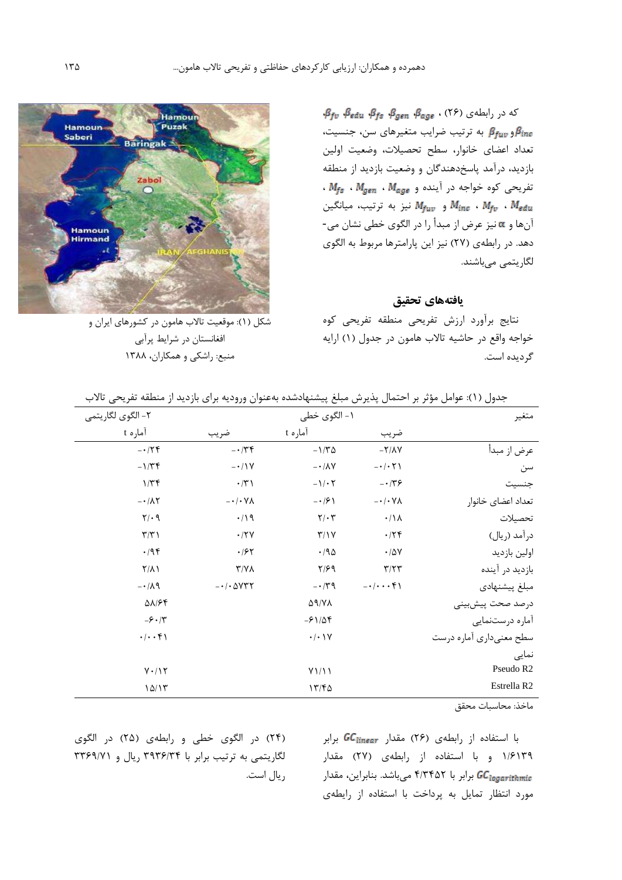که در رابطه‌ی (۲۶) ، $\beta_{fv}$ ،$\beta_{edu}$ ،$\beta_{fs}$ ،$\beta_{gen}$ ،$\beta_{age}$ و$\beta_{fuv}$ $\beta_{inc}$ به ترتیب ضرایب متغیرهای سن، جنسیت، تعداد اعضای خانوار، سطح تحصیلات، وضعیت اولین بازدید، درآمد پاسخ‌دهندگان و وضعیت بازدید از منطقه تفریحی کوه خواجه در آینده و $M_{age}$ ، $M_{gen}$ ، $M_{fs}$ ، $M_{edu}$ ، $M_{fv}$ ، $M_{inc}$ و $M_{fuv}$ نیز به ترتیب، میانگین آن‌ها و $\alpha$ نیز عرض از مبدأ را در الگوی خطی نشان می‌دهد. در رابطه‌ی (۲۷) نیز این پارامترها مربوط به الگوی لگاریتمی می‌باشند.

شکل (۱): موقعیت تالاب هامون در کشورهای ایران و افغانستان در شرایط پرآبی
منبع: راشکی و همکاران، ۱۳۸۸

## یافته‌های تحقیق

نتایج برآورد ارزش تفریحی منطقه تفریحی کوه خواجه واقع در حاشیه تالاب هامون در جدول (۱) ارایه گردیده است.

جدول (۱): عوامل مؤثر بر احتمال پذیرش مبلغ پیشنهادشده به‌عنوان ورودیه برای بازدید از منطقه تفریحی تالاب

| متغیر | ۱- الگوی خطی | | ۲- الگوی لگاریتمی | |
|---|---|---|---|---|
| | ضریب | آماره t | ضریب | آماره t |
| عرض از مبدأ | -۲/۸۷ | -۱/۳۵ | -۰/۳۴ | -۰/۲۴ |
| سن | -۰/۰۲۱ | -۰/۸۷ | -۰/۱۷ | -۱/۳۴ |
| جنسیت | -۰/۳۶ | -۱/۰۲ | ۰/۳۱ | ۱/۳۴ |
| تعداد اعضای خانوار | -۰/۰۷۸ | -۰/۶۱ | -۰/۰۷۸ | -۰/۸۲ |
| تحصیلات | ۰/۱۸ | ۲/۰۳ | ۰/۱۹ | ۲/۰۹ |
| درآمد (ریال) | ۰/۲۴ | ۳/۱۷ | ۰/۲۷ | ۳/۳۱ |
| اولین بازدید | ۰/۵۷ | ۰/۹۵ | ۰/۶۲ | ۰/۹۴ |
| بازدید در آینده | ۳/۲۳ | ۲/۶۹ | ۳/۷۸ | ۲/۸۱ |
| مبلغ پیشنهادی | -۰/۰۰۰۴۱ | -۰/۳۹ | -۰/۰۵۷۳۲ | -۰/۸۹ |
| درصد صحت پیش‌بینی | | ۵۹/۷۸ | | ۵۸/۶۴ |
| آماره درستنمایی | | -۶۱/۵۴ | | -۶۰/۳ |
| سطح معنی‌داری آماره درست نمایی | | ۰/۰۱۷ | | ۰/۰۰۴۱ |
| Pseudo R2 | | ۷۱/۱۱ | | ۷۰/۱۲ |
| Estrella R2 | | ۱۳/۴۵ | | ۱۵/۱۳ |

ماخذ: محاسبات محقق

با استفاده از رابطه‌ی (۲۶) مقدار $GC_{linear}$ برابر ۱/۶۱۳۹ و با استفاده از رابطه‌ی (۲۷) مقدار $GC_{logarithmic}$ برابر با ۴/۳۴۵۲ می‌باشد. بنابراین، مقدار مورد انتظار تمایل به پرداخت با استفاده از رابطه‌ی (۲۴) در الگوی خطی و رابطه‌ی (۲۵) در الگوی لگاریتمی به ترتیب برابر با ۳۹۳۶/۳۴ ریال و ۳۳۶۹/۷۱ ریال است.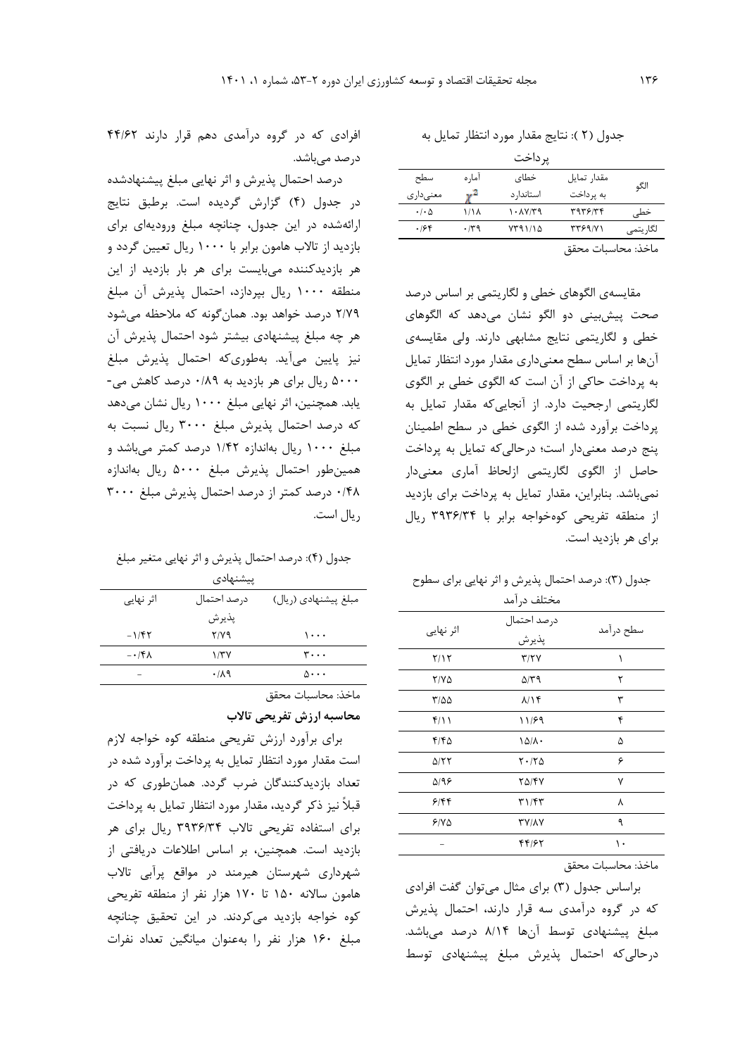جدول (۲): نتایج مقدار مورد انتظار تمایل به پرداخت

| الگو | مقدار تمایل به پرداخت | خطای استاندارد | آماره $\chi^2$ | سطح معنی‌داری |
|---|---|---|---|---|
| خطی | ۳۹۳۶/۳۴ | ۱۰۸۷/۳۹ | ۱/۱۸ | ۰/۰۵ |
| لگاریتمی | ۳۳۶۹/۷۱ | ۷۳۹۱/۱۵ | ۰/۳۹ | ۰/۶۴ |

ماخذ: محاسبات محقق

مقایسه‌ی الگوهای خطی و لگاریتمی بر اساس درصد صحت پیش‌بینی دو الگو نشان می‌دهد که الگوهای خطی و لگاریتمی نتایج مشابهی دارند. ولی مقایسه‌ی آن‌ها بر اساس سطح معنی‌داری مقدار مورد انتظار تمایل به پرداخت حاکی از آن است که الگوی خطی بر الگوی لگاریتمی ارجحیت دارد. از آنجایی‌که مقدار تمایل به پرداخت برآورد شده از الگوی خطی در سطح اطمینان پنج درصد معنی‌دار است؛ درحالی‌که تمایل به پرداخت حاصل از الگوی لگاریتمی ازلحاظ آماری معنی‌دار نمی‌باشد. بنابراین، مقدار تمایل به پرداخت برای بازدید از منطقه تفریحی کوه‌خواجه برابر با ۳۹۳۶/۳۴ ریال برای هر بازدید است.

جدول (۳): درصد احتمال پذیرش و اثر نهایی برای سطوح مختلف درآمد

| سطح درآمد | درصد احتمال پذیرش | اثر نهایی |
|---|---|---|
| ۱ | ۳/۲۷ | ۲/۱۲ |
| ۲ | ۵/۳۹ | ۲/۷۵ |
| ۳ | ۸/۱۴ | ۳/۵۵ |
| ۴ | ۱۱/۶۹ | ۴/۱۱ |
| ۵ | ۱۵/۸۰ | ۴/۴۵ |
| ۶ | ۲۰/۲۵ | ۵/۲۲ |
| ۷ | ۲۵/۴۷ | ۵/۹۶ |
| ۸ | ۳۱/۴۳ | ۶/۴۴ |
| ۹ | ۳۷/۸۷ | ۶/۷۵ |
| ۱۰ | ۴۴/۶۲ | - |

ماخذ: محاسبات محقق

براساس جدول (۳) برای مثال می‌توان گفت افرادی که در گروه درآمدی سه قرار دارند، احتمال پذیرش مبلغ پیشنهادی توسط آن‌ها ۸/۱۴ درصد می‌باشد. درحالی‌که احتمال پذیرش مبلغ پیشنهادی توسط افرادی که در گروه درآمدی دهم قرار دارند ۴۴/۶۲ درصد می‌باشد.

درصد احتمال پذیرش و اثر نهایی مبلغ پیشنهادشده در جدول (۴) گزارش گردیده است. برطبق نتایج ارائه‌شده در این جدول، چنانچه مبلغ ورودیه‌ای برای بازدید از تالاب هامون برابر با ۱۰۰۰ ریال تعیین گردد و هر بازدیدکننده می‌بایست برای هر بار بازدید از این منطقه ۱۰۰۰ ریال بپردازد، احتمال پذیرش آن مبلغ ۲/۷۹ درصد خواهد بود. همان‌گونه که ملاحظه می‌شود هر چه مبلغ پیشنهادی بیشتر شود احتمال پذیرش آن نیز پایین می‌آید. به‌طوری‌که احتمال پذیرش مبلغ ۵۰۰۰ ریال برای هر بازدید به ۰/۸۹ درصد کاهش می‌یابد. همچنین، اثر نهایی مبلغ ۱۰۰۰ ریال نشان می‌دهد که درصد احتمال پذیرش مبلغ ۳۰۰۰ ریال نسبت به مبلغ ۱۰۰۰ ریال به‌اندازه ۱/۴۲ درصد کمتر می‌باشد و همین‌طور احتمال پذیرش مبلغ ۵۰۰۰ ریال به‌اندازه ۰/۴۸ درصد کمتر از درصد احتمال پذیرش مبلغ ۳۰۰۰ ریال است.

جدول (۴): درصد احتمال پذیرش و اثر نهایی متغیر مبلغ پیشنهادی

| مبلغ پیشنهادی (ریال) | درصد احتمال پذیرش | اثر نهایی |
|---|---|---|
| ۱۰۰۰ | ۲/۷۹ | -۱/۴۲ |
| ۳۰۰۰ | ۱/۳۷ | -۰/۴۸ |
| ۵۰۰۰ | ۰/۸۹ | - |

ماخذ: محاسبات محقق

**محاسبه ارزش تفریحی تالاب**

برای برآورد ارزش تفریحی منطقه کوه خواجه لازم است مقدار مورد انتظار تمایل به پرداخت برآورد شده در تعداد بازدیدکنندگان ضرب گردد. همان‌طوری که در قبلاً نیز ذکر گردید، مقدار مورد انتظار تمایل به پرداخت برای استفاده تفریحی تالاب ۳۹۳۶/۳۴ ریال برای هر بازدید است. همچنین، بر اساس اطلاعات دریافتی از شهرداری شهرستان هیرمند در مواقع پرآبی تالاب هامون سالانه ۱۵۰ تا ۱۷۰ هزار نفر از منطقه تفریحی کوه خواجه بازدید می‌کردند. در این تحقیق چنانچه مبلغ ۱۶۰ هزار نفر را به‌عنوان میانگین تعداد نفرات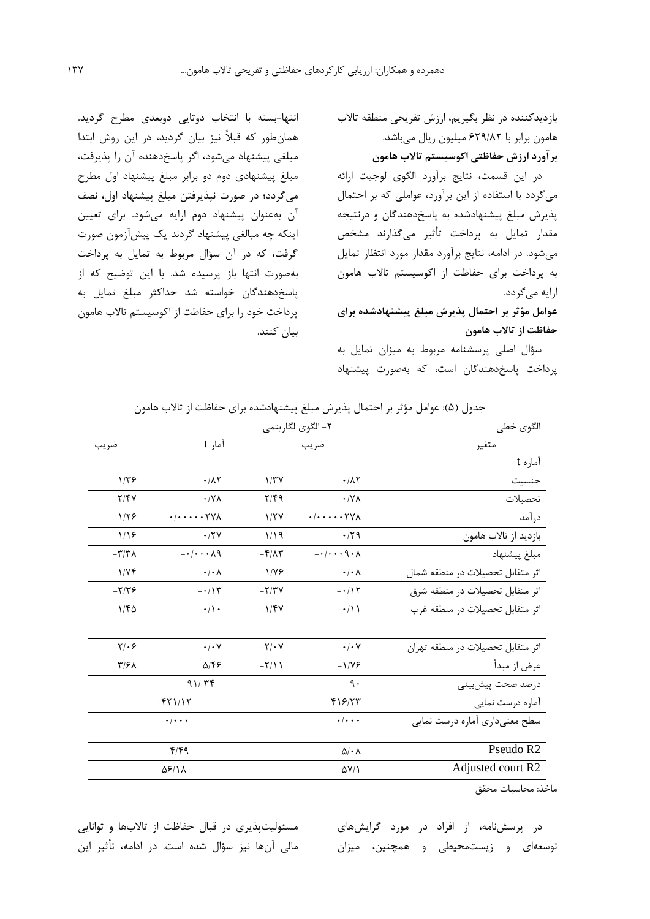بازدیدکننده در نظر بگیریم، ارزش تفریحی منطقه تالاب هامون برابر با ۶۲۹/۸۲ میلیون ریال می‌باشد.

**برآورد ارزش حفاظتی اکوسیستم تالاب هامون**

در این قسمت، نتایج برآورد الگوی لوجیت ارائه می‌گردد با استفاده از این برآورد، عواملی که بر احتمال پذیرش مبلغ پیشنهادشده به پاسخ‌دهندگان و درنتیجه مقدار تمایل به پرداخت تأثیر می‌گذارند مشخص می‌شود. در ادامه، نتایج برآورد مقدار مورد انتظار تمایل به پرداخت برای حفاظت از اکوسیستم تالاب هامون ارایه می‌گردد.

**عوامل مؤثر بر احتمال پذیرش مبلغ پیشنهادشده برای حفاظت از تالاب هامون**

سؤال اصلی پرسشنامه مربوط به میزان تمایل به پرداخت پاسخ‌دهندگان است، که به‌صورت پیشنهاد انتها-بسته با انتخاب دوتایی دوبعدی مطرح گردید. همان‌طور که قبلاً نیز بیان گردید، در این روش ابتدا مبلغی پیشنهاد می‌شود، اگر پاسخ‌دهنده آن را پذیرفت، مبلغ پیشنهادی دوم دو برابر مبلغ پیشنهاد اول مطرح می‌گردد؛ در صورت نپذیرفتن مبلغ پیشنهاد اول، نصف آن به‌عنوان پیشنهاد دوم ارایه می‌شود. برای تعیین اینکه چه مبالغی پیشنهاد گردند یک پیش‌آزمون صورت گرفت، که در آن سؤال مربوط به تمایل به پرداخت به‌صورت انتها باز پرسیده شد. با این توضیح که از پاسخ‌دهندگان خواسته شد حداکثر مبلغ تمایل به پرداخت خود را برای حفاظت از اکوسیستم تالاب هامون بیان کنند.

جدول (۵): عوامل مؤثر بر احتمال پذیرش مبلغ پیشنهادشده برای حفاظت از تالاب هامون

| الگوی خطی | | | ۲- الگوی لگاریتمی | |
|---|---|---|---|---|
| متغیر | ضریب | آماره t | آمار t | ضریب |
| جنسیت | ۰/۸۲ | ۱/۳۷ | ۰/۸۲ | ۱/۳۶ |
| تحصیلات | ۰/۷۸ | ۲/۴۹ | ۰/۷۸ | ۲/۴۷ |
| درآمد | ۰/۰۰۰۰۰۲۷۸ | ۱/۲۷ | ۰/۰۰۰۰۰۲۷۸ | ۱/۲۶ |
| بازدید از تالاب هامون | ۰/۲۹ | ۱/۱۹ | ۰/۲۷ | ۱/۱۶ |
| مبلغ پیشنهاد | -۰/۰۰۰۹۰۸ | -۴/۸۳ | -۰/۰۰۰۸۹ | -۳/۳۸ |
| اثر متقابل تحصیلات در منطقه شمال | -۰/۰۸ | -۱/۷۶ | -۰/۰۸ | -۱/۷۴ |
| اثر متقابل تحصیلات در منطقه شرق | -۰/۱۲ | -۲/۳۷ | -۰/۱۳ | -۲/۳۶ |
| اثر متقابل تحصیلات در منطقه غرب | -۰/۱۱ | -۱/۴۷ | -۰/۱۰ | -۱/۴۵ |
| اثر متقابل تحصیلات در منطقه تهران | -۰/۰۷ | -۲/۰۷ | -۰/۰۷ | -۲/۰۶ |
| عرض از مبدأ | -۱/۷۶ | -۲/۱۱ | ۵/۴۶ | ۳/۶۸ |
| درصد صحت پیش‌بینی | ۹۰ | | ۹۱/۳۴ | |
| آماره درست نمایی | -۴۱۶/۲۳ | | -۴۲۱/۱۲ | |
| سطح معنی‌داری آماره درست نمایی | ۰/۰۰۰ | | ۰/۰۰۰ | |
| Pseudo R2 | ۵/۰۸ | | ۴/۴۹ | |
| Adjusted court R2 | ۵۷/۱ | | ۵۶/۱۸ | |

ماخذ: محاسبات محقق

در پرسش‌نامه، از افراد در مورد گرایش‌های توسعه‌ای و زیست‌محیطی و همچنین، میزان مسئولیت‌پذیری در قبال حفاظت از تالاب‌ها و توانایی مالی آن‌ها نیز سؤال شده است. در ادامه، تأثیر این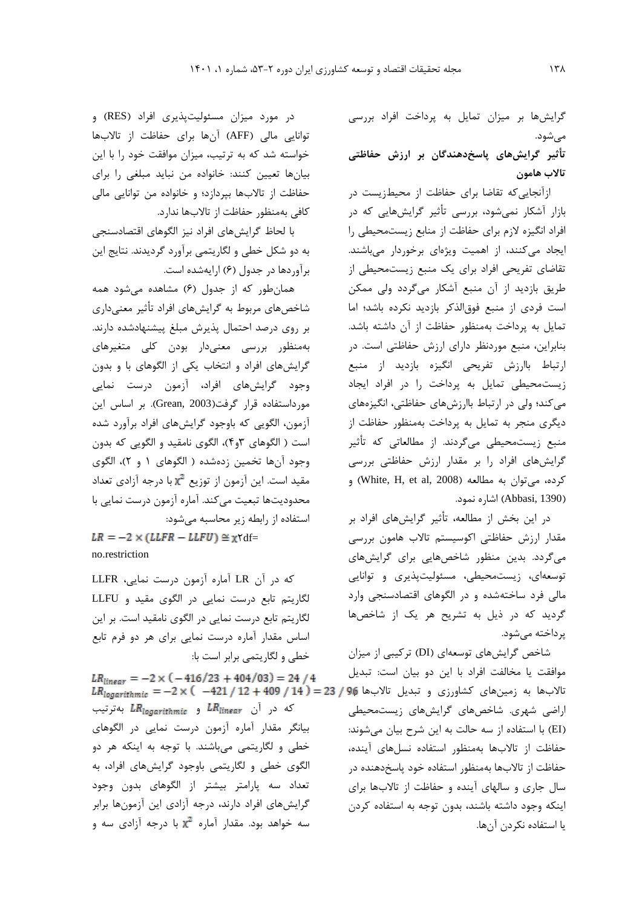گرایش‌ها بر میزان تمایل به پرداخت افراد بررسی می‌شود.

**تأثیر گرایش‌های پاسخ‌دهندگان بر ارزش حفاظتی تالاب هامون**

ازآنجایی‌که تقاضا برای حفاظت از محیط‌زیست در بازار آشکار نمی‌شود، بررسی تأثیر گرایش‌هایی که در افراد انگیزه لازم برای حفاظت از منابع زیست‌محیطی را ایجاد می‌کنند، از اهمیت ویژه‌ای برخوردار می‌باشند. تقاضای تفریحی افراد برای یک منبع زیست‌محیطی از طریق بازدید از آن منبع آشکار می‌گردد ولی ممکن است فردی از منبع فوق‌الذکر بازدید نکرده باشد؛ اما تمایل به پرداخت به‌منظور حفاظت از آن داشته باشد. بنابراین، منبع موردنظر دارای ارزش حفاظتی است. در ارتباط باارزش تفریحی انگیزه بازدید از منبع زیست‌محیطی تمایل به پرداخت را در افراد ایجاد می‌کند؛ ولی در ارتباط باارزش‌های حفاظتی، انگیزه‌های دیگری منجر به تمایل به پرداخت به‌منظور حفاظت از منبع زیست‌محیطی می‌گردند. از مطالعاتی که تأثیر گرایش‌های افراد را بر مقدار ارزش حفاظتی بررسی کرده، می‌توان به مطالعه (White, H, et al, 2008) و (Abbasi, 1390) اشاره نمود.

در این بخش از مطالعه، تأثیر گرایش‌های افراد بر مقدار ارزش حفاظتی اکوسیستم تالاب هامون بررسی می‌گردد. بدین منظور شاخص‌هایی برای گرایش‌های توسعه‌ای، زیست‌محیطی، مسئولیت‌پذیری و توانایی مالی فرد ساخته‌شده و در الگوهای اقتصادسنجی وارد گردید که در ذیل به تشریح هر یک از شاخص‌ها پرداخته می‌شود.

شاخص گرایش‌های توسعه‌ای (DI) ترکیبی از میزان موافقت یا مخالفت افراد با این دو بیان است: تبدیل تالاب‌ها به زمین‌های کشاورزی و تبدیل تالاب‌ها به اراضی شهری. شاخص‌های گرایش‌های زیست‌محیطی (EI) با استفاده از سه حالت به این شرح بیان می‌شوند: حفاظت از تالاب‌ها به‌منظور استفاده نسل‌های آینده، حفاظت از تالاب‌ها به‌منظور استفاده خود پاسخ‌دهنده در سال جاری و سالهای آینده و حفاظت از تالاب‌ها برای اینکه وجود داشته باشند، بدون توجه به استفاده کردن یا استفاده نکردن آن‌ها.

در مورد میزان مسئولیت‌پذیری افراد (RES) و توانایی مالی (AFF) آن‌ها برای حفاظت از تالاب‌ها خواسته شد که به ترتیب، میزان موافقت خود را با این بیان‌ها تعیین کنند: خانواده من نباید مبلغی را برای حفاظت از تالاب‌ها بپردازد؛ و خانواده من توانایی مالی کافی به‌منظور حفاظت از تالاب‌ها ندارد.

با لحاظ گرایش‌های افراد نیز الگوهای اقتصادسنجی به دو شکل خطی و لگاریتمی برآورد گردیدند. نتایج این برآوردها در جدول (۶) ارایه‌شده است.

همان‌طور که از جدول (۶) مشاهده می‌شود همه شاخص‌های مربوط به گرایش‌های افراد تأثیر معنی‌داری بر روی درصد احتمال پذیرش مبلغ پیشنهادشده دارند. به‌منظور بررسی معنی‌دار بودن کلی متغیرهای گرایش‌های افراد و انتخاب یکی از الگوهای با و بدون وجود گرایش‌های افراد، آزمون درست نمایی مورداستفاده قرار گرفت(Grean, 2003). بر اساس این آزمون، الگویی که باوجود گرایش‌های افراد برآورد شده است ( الگوهای ۳و۴)، الگوی نامقید و الگویی که بدون وجود آن‌ها تخمین زده‌شده ( الگوهای ۱ و ۲)، الگوی مقید است. این آزمون از توزیع $\chi^2$ با درجه آزادی تعداد محدودیت‌ها تبعیت می‌کند. آماره آزمون درست نمایی با استفاده از رابطه زیر محاسبه می‌شود:

$$LR = -2 \times (LLFR - LLFU) \cong \chi^2 \text{df= no.restriction}$$

که در آن LR آماره آزمون درست نمایی، LLFR لگاریتم تابع درست نمایی در الگوی مقید و LLFU لگاریتم تابع درست نمایی در الگوی نامقید است. بر این اساس مقدار آماره درست نمایی برای هر دو فرم تابع خطی و لگاریتمی برابر است با:

$$LR_{linear} = -2 \times (-416/23 + 404/03) = 24/4$$

$$LR_{logarithmic} = -2 \times (-421/12 + 409/14) = 23/96$$

که در آن $LR_{linear}$ و $LR_{logarithmic}$ به‌ترتیب بیانگر مقدار آماره آزمون درست نمایی در الگوهای خطی و لگاریتمی می‌باشند. با توجه به اینکه هر دو الگوی خطی و لگاریتمی باوجود گرایش‌های افراد، به تعداد سه پارامتر بیشتر از الگوهای بدون وجود گرایش‌های افراد دارند، درجه آزادی این آزمون‌ها برابر سه خواهد بود. مقدار آماره $\chi^2$ با درجه آزادی سه و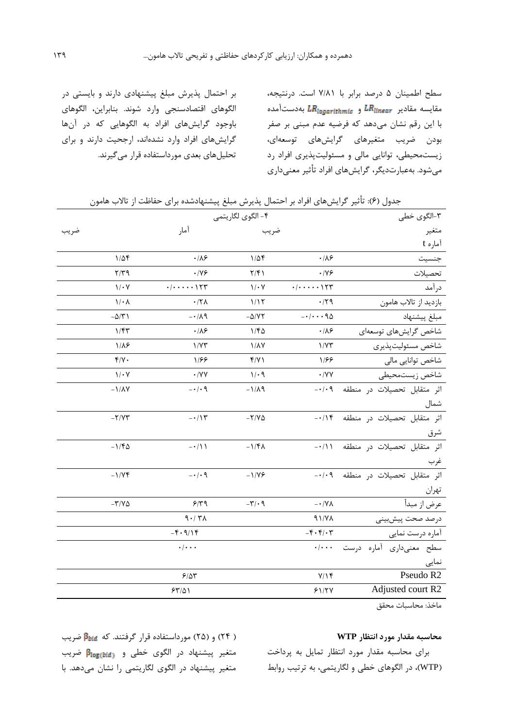سطح اطمینان ۵ درصد برابر با ۷/۸۱ است. درنتیجه، مقایسه مقادیر $LR_{logarithmic}$ و $LR_{linear}$ به‌دست‌آمده با این رقم نشان می‌دهد که فرضیه عدم مبنی بر صفر بودن ضریب متغیرهای گرایش‌های توسعه‌ای، زیست‌محیطی، توانایی مالی و مسئولیت‌پذیری افراد رد می‌شود. به‌عبارت‌دیگر، گرایش‌های افراد تأثیر معنی‌داری بر احتمال پذیرش مبلغ پیشنهادی دارند و بایستی در الگوهای اقتصادسنجی وارد شوند. بنابراین، الگوهای باوجود گرایش‌های افراد به الگوهایی که در آن‌ها گرایش‌های افراد وارد نشده‌اند، ارجحیت دارند و برای تحلیل‌های بعدی مورداستفاده قرار می‌گیرند.

جدول (۶): تأثیر گرایش‌های افراد بر احتمال پذیرش مبلغ پیشنهادشده برای حفاظت از تالاب هامون

| متغیر | ۳-الگوی خطی | | ۴- الگوی لگاریتمی | |
|---|---|---|---|---|
| | آماره t | ضریب | آمار | ضریب |
| جنسیت | ۰/۸۶ | ۱/۵۴ | ۰/۸۶ | ۱/۵۴ |
| تحصیلات | ۰/۷۶ | ۲/۴۱ | ۰/۷۶ | ۲/۳۹ |
| درآمد | ۰/۰۰۰۰۰۱۲۳ | ۱/۰۷ | ۰/۰۰۰۰۰۱۲۳ | ۱/۰۷ |
| بازدید از تالاب هامون | ۰/۲۹ | ۱/۱۲ | ۰/۲۸ | ۱/۰۸ |
| مبلغ پیشنهاد | -۰/۰۰۰۹۵ | -۵/۷۲ | -۰/۸۹ | -۵/۳۱ |
| شاخص گرایش‌های توسعه‌ای | ۰/۸۶ | ۱/۴۵ | ۰/۸۶ | ۱/۴۳ |
| شاخص مسئولیت‌پذیری | ۱/۷۳ | ۱/۸۷ | ۱/۷۳ | ۱/۸۶ |
| شاخص توانایی مالی | ۱/۶۶ | ۴/۷۱ | ۱/۶۶ | ۴/۷۰ |
| شاخص زیست‌محیطی | ۰/۷۷ | ۱/۰۹ | ۰/۷۷ | ۱/۰۷ |
| اثر متقابل تحصیلات در منطقه شمال | -۰/۰۹ | -۱/۸۹ | -۰/۰۹ | -۱/۸۷ |
| اثر متقابل تحصیلات در منطقه شرق | -۰/۱۴ | -۲/۷۵ | -۰/۱۳ | -۲/۷۳ |
| اثر متقابل تحصیلات در منطقه غرب | -۰/۱۱ | -۱/۴۸ | -۰/۱۱ | -۱/۴۵ |
| اثر متقابل تحصیلات در منطقه تهران | -۰/۰۹ | -۱/۷۶ | -۰/۰۹ | -۱/۷۴ |
| عرض از مبدأ | -۰/۷۸ | -۳/۰۹ | ۶/۳۹ | -۳/۷۵ |
| درصد صحت پیش‌بینی | ۹۱/۷۸ | | ۹۰/۳۸ | |
| آماره درست نمایی | -۴۰۴/۰۳ | | -۴۰۹/۱۴ | |
| سطح معنی‌داری آماره درست نمایی | ۰/۰۰۰ | | ۰/۰۰۰ | |
| Pseudo R2 | ۷/۱۴ | | ۶/۵۳ | |
| Adjusted court R2 | ۶۱/۲۷ | | ۶۳/۵۱ | |

ماخذ: محاسبات محقق

### محاسبه مقدار مورد انتظار WTP

برای محاسبه مقدار مورد انتظار تمایل به پرداخت (WTP)، در الگوهای خطی و لگاریتمی، به ترتیب روابط (۲۴) و (۲۵) مورداستفاده قرار گرفتند. که $\beta_{bid}$ ضریب متغیر پیشنهاد در الگوی خطی و $\beta_{log(bid)}$ ضریب متغیر پیشنهاد در الگوی لگاریتمی را نشان می‌دهد. با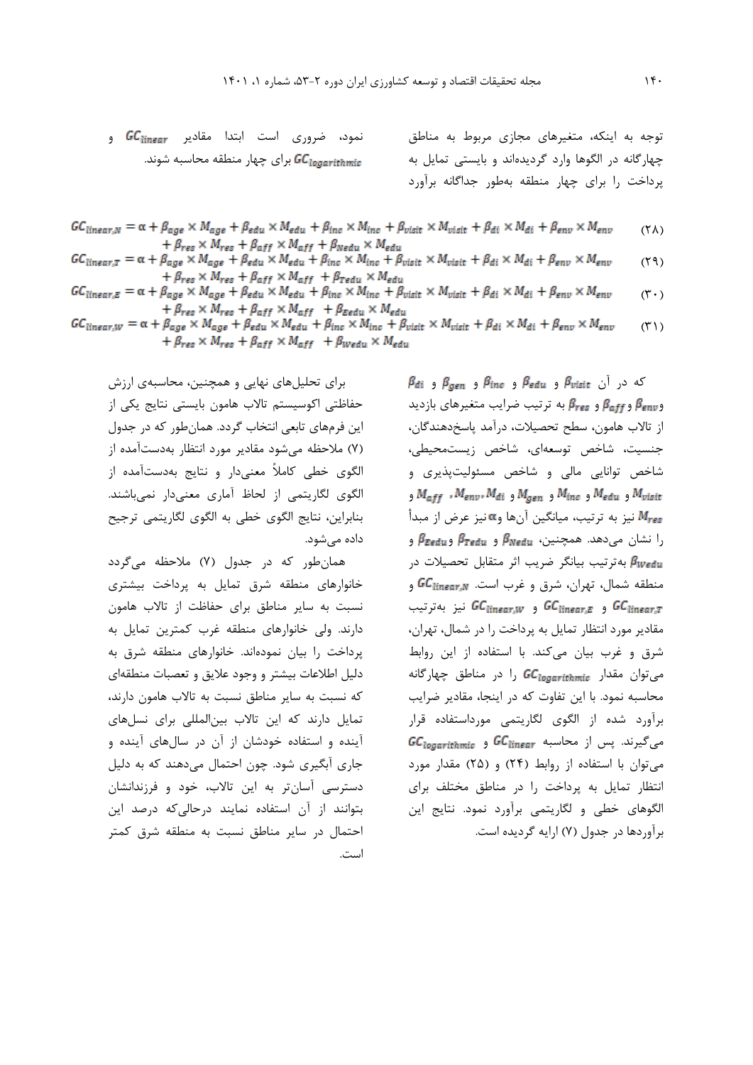توجه به اینکه، متغیرهای مجازی مربوط به مناطق چهارگانه در الگوها وارد گردیده‌اند و بایستی تمایل به پرداخت را برای چهار منطقه به‌طور جداگانه برآورد نمود، ضروری است ابتدا مقادیر $GC_{linear}$ و $GC_{logarithmic}$ برای چهار منطقه محاسبه شوند.

$$GC_{linear,N} = \alpha + \beta_{age} \times M_{age} + \beta_{edu} \times M_{edu} + \beta_{inc} \times M_{inc} + \beta_{visit} \times M_{visit} + \beta_{di} \times M_{di} + \beta_{env} \times M_{env} + \beta_{res} \times M_{res} + \beta_{aff} \times M_{aff} + \beta_{Nedu} \times M_{edu} \quad (۲۸)$$

$$GC_{linear,T} = \alpha + \beta_{age} \times M_{age} + \beta_{edu} \times M_{edu} + \beta_{inc} \times M_{inc} + \beta_{visit} \times M_{visit} + \beta_{di} \times M_{di} + \beta_{env} \times M_{env} + \beta_{res} \times M_{res} + \beta_{aff} \times M_{aff} + \beta_{Tedu} \times M_{edu} \quad (۲۹)$$

$$GC_{linear,E} = \alpha + \beta_{age} \times M_{age} + \beta_{edu} \times M_{edu} + \beta_{inc} \times M_{inc} + \beta_{visit} \times M_{visit} + \beta_{di} \times M_{di} + \beta_{env} \times M_{env} + \beta_{res} \times M_{res} + \beta_{aff} \times M_{aff} + \beta_{Eedu} \times M_{edu} \quad (۳۰)$$

$$GC_{linear,W} = \alpha + \beta_{age} \times M_{age} + \beta_{edu} \times M_{edu} + \beta_{inc} \times M_{inc} + \beta_{visit} \times M_{visit} + \beta_{di} \times M_{di} + \beta_{env} \times M_{env} + \beta_{res} \times M_{res} + \beta_{aff} \times M_{aff} + \beta_{Wedu} \times M_{edu} \quad (۳۱)$$

که در آن $\beta_{visit}$ و $\beta_{edu}$ و $\beta_{inc}$ و $\beta_{gen}$ و $\beta_{di}$ و$\beta_{env}$ و $\beta_{aff}$ و $\beta_{res}$ به ترتیب ضرایب متغیرهای بازدید از تالاب هامون، سطح تحصیلات، درآمد پاسخ‌دهندگان، جنسیت، شاخص توسعه‌ای، شاخص زیست‌محیطی، شاخص توانایی مالی و شاخص مسئولیت‌پذیری و $M_{visit}$ و $M_{edu}$ و $M_{inc}$ و $M_{gen}$ و $M_{di}$، $M_{env}$، $M_{aff}$ و $M_{res}$ نیز به ترتیب، میانگین آن‌ها و $\alpha$ نیز عرض از مبدأ را نشان می‌دهد. همچنین، $\beta_{Nedu}$ و $\beta_{Tedu}$ و $\beta_{Eedu}$ و $\beta_{Wedu}$ به‌ترتیب بیانگر ضریب اثر متقابل تحصیلات در منطقه شمال، تهران، شرق و غرب است. $GC_{linear,N}$ و $GC_{linear,T}$ و $GC_{linear,E}$ و $GC_{linear,W}$ نیز به‌ترتیب مقادیر مورد انتظار تمایل به پرداخت را در شمال، تهران، شرق و غرب بیان می‌کند. با استفاده از این روابط می‌توان مقدار $GC_{logarithmic}$ را در مناطق چهارگانه محاسبه نمود. با این تفاوت که در اینجا، مقادیر ضرایب برآورد شده از الگوی لگاریتمی مورداستفاده قرار می‌گیرند. پس از محاسبه $GC_{linear}$ و $GC_{logarithmic}$ می‌توان با استفاده از روابط (۲۴) و (۲۵) مقدار مورد انتظار تمایل به پرداخت را در مناطق مختلف برای الگوهای خطی و لگاریتمی برآورد نمود. نتایج این برآوردها در جدول (۷) ارایه گردیده است.

برای تحلیل‌های نهایی و همچنین، محاسبه‌ی ارزش حفاظتی اکوسیستم تالاب هامون بایستی نتایج یکی از این فرم‌های تابعی انتخاب گردد. همان‌طور که در جدول (۷) ملاحظه می‌شود مقادیر مورد انتظار به‌دست‌آمده از الگوی خطی کاملاً معنی‌دار و نتایج به‌دست‌آمده از الگوی لگاریتمی از لحاظ آماری معنی‌دار نمی‌باشند. بنابراین، نتایج الگوی خطی به الگوی لگاریتمی ترجیح داده می‌شود.

همان‌طور که در جدول (۷) ملاحظه می‌گردد خانوارهای منطقه شرق تمایل به پرداخت بیشتری نسبت به سایر مناطق برای حفاظت از تالاب هامون دارند. ولی خانوارهای منطقه غرب کمترین تمایل به پرداخت را بیان نموده‌اند. خانوارهای منطقه شرق به دلیل اطلاعات بیشتر و وجود علایق و تعصبات منطقه‌ای که نسبت به سایر مناطق نسبت به تالاب هامون دارند، تمایل دارند که این تالاب بین‌المللی برای نسل‌های آینده و استفاده خودشان از آن در سال‌های آینده و جاری آبگیری شود. چون احتمال می‌دهند که به دلیل دسترسی آسان‌تر به این تالاب، خود و فرزندانشان بتوانند از آن استفاده نمایند درحالی‌که درصد این احتمال در سایر مناطق نسبت به منطقه شرق کمتر است.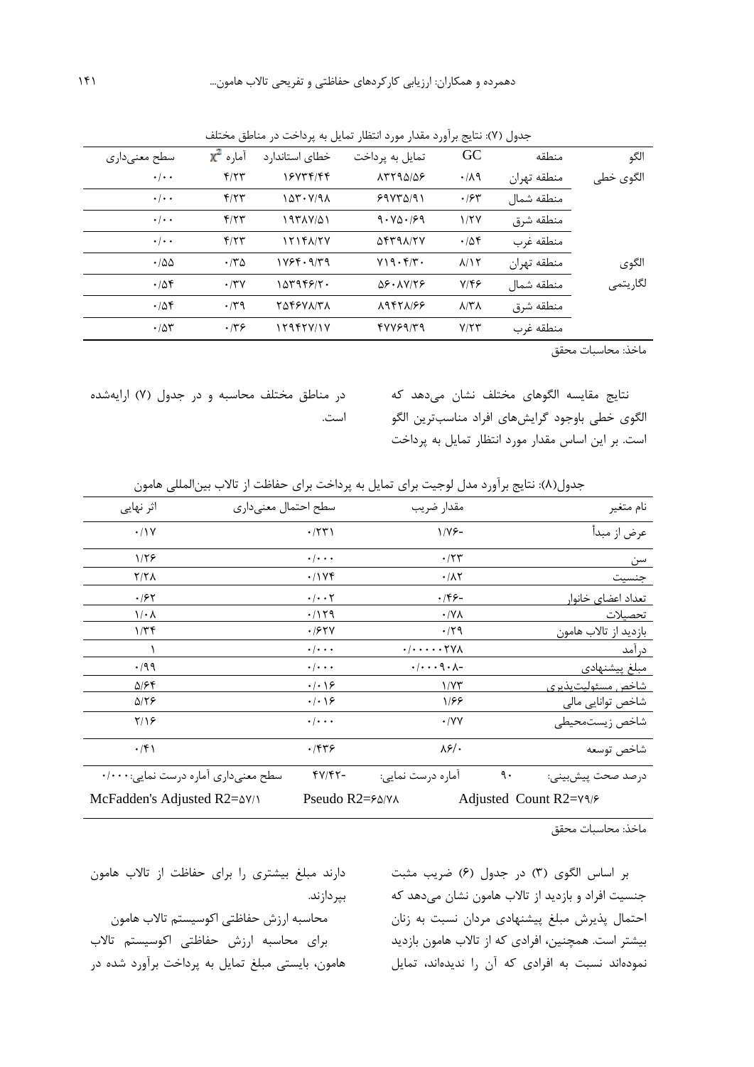جدول (۷): نتایج برآورد مقدار مورد انتظار تمایل به پرداخت در مناطق مختلف

| الگو | منطقه | GC | تمایل به پرداخت | خطای استاندارد | آماره $\chi^2$ | سطح معنی‌داری |
|---|---|---|---|---|---|---|
| الگوی خطی | منطقه تهران | ۰/۸۹ | ۸۳۲۹۵/۵۶ | ۱۶۷۳۴/۴۴ | ۴/۲۳ | ۰/۰۰ |
| | منطقه شمال | ۰/۶۳ | ۶۹۷۳۵/۹۱ | ۱۵۳۰۷/۹۸ | ۴/۲۳ | ۰/۰۰ |
| | منطقه شرق | ۱/۲۷ | ۹۰۷۵۰/۶۹ | ۱۹۳۸۷/۵۱ | ۴/۲۳ | ۰/۰۰ |
| | منطقه غرب | ۰/۵۴ | ۵۴۳۹۸/۲۷ | ۱۲۱۴۸/۲۷ | ۴/۲۳ | ۰/۰۰ |
| الگوی لگاریتمی | منطقه تهران | ۸/۱۲ | ۷۱۹۰۴/۳۰ | ۱۷۶۴۰۹/۳۹ | ۰/۳۵ | ۰/۵۵ |
| | منطقه شمال | ۷/۴۶ | ۵۶۰۸۷/۲۶ | ۱۵۳۹۴۶/۲۰ | ۰/۳۷ | ۰/۵۴ |
| | منطقه شرق | ۸/۳۸ | ۸۹۴۲۸/۶۶ | ۲۵۴۶۷۸/۳۸ | ۰/۳۹ | ۰/۵۴ |
| | منطقه غرب | ۷/۲۳ | ۴۷۷۶۹/۳۹ | ۱۲۹۴۲۷/۱۷ | ۰/۳۶ | ۰/۵۳ |

ماخذ: محاسبات محقق

نتایج مقایسه الگوهای مختلف نشان می‌دهد که الگوی خطی باوجود گرایش‌های افراد مناسب‌ترین الگو است. بر این اساس مقدار مورد انتظار تمایل به پرداخت در مناطق مختلف محاسبه و در جدول (۷) ارایه‌شده است.

جدول(۸): نتایج برآورد مدل لوجیت برای تمایل به پرداخت برای حفاظت از تالاب بین‌المللی هامون

| نام متغیر | مقدار ضریب | سطح احتمال معنی‌داری | اثر نهایی |
|---|---|---|---|
| عرض از مبدأ | ۱/۷۶- | ۰/۲۳۱ | ۰/۱۷ |
| سن | ۰/۲۳ | ۰/۰۰۰ | ۱/۲۶ |
| جنسیت | ۰/۸۲ | ۰/۱۷۴ | ۲/۲۸ |
| تعداد اعضای خانوار | ۰/۴۶- | ۰/۰۰۲ | ۰/۶۲ |
| تحصیلات | ۰/۷۸ | ۰/۱۲۹ | ۱/۰۸ |
| بازدید از تالاب هامون | ۰/۲۹ | ۰/۶۲۷ | ۱/۳۴ |
| درآمد | ۰/۰۰۰۰۰۲۷۸ | ۰/۰۰۰ | ۱ |
| مبلغ پیشنهادی | ۰/۰۰۰۹۰۸- | ۰/۰۰۰ | ۰/۹۹ |
| شاخص مسئولیت‌پذیری | ۱/۷۳ | ۰/۰۱۶ | ۵/۶۴ |
| شاخص توانایی مالی | ۱/۶۶ | ۰/۰۱۶ | ۵/۲۶ |
| شاخص زیست‌محیطی | ۰/۷۷ | ۰/۰۰۰ | ۲/۱۶ |
| شاخص توسعه | ۸۶/۰ | ۰/۴۳۶ | ۰/۴۱ |
| درصد صحت پیش‌بینی: ۹۰ | آماره درست نمایی: | ۴۷/۴۲- | سطح معنی‌داری آماره درست نمایی: ۰/۰۰۰ |
| Adjusted Count R2=۷۹/۶ | Pseudo R2=۶۵/۷۸ | | McFadden's Adjusted R2=۵۷/۱ |

ماخذ: محاسبات محقق

بر اساس الگوی (۳) در جدول (۶) ضریب مثبت جنسیت افراد و بازدید از تالاب هامون نشان می‌دهد که احتمال پذیرش مبلغ پیشنهادی مردان نسبت به زنان بیشتر است. همچنین، افرادی که از تالاب هامون بازدید نموده‌اند نسبت به افرادی که آن را ندیده‌اند، تمایل دارند مبلغ بیشتری را برای حفاظت از تالاب هامون بپردازند.

محاسبه ارزش حفاظتی اکوسیستم تالاب هامون

برای محاسبه ارزش حفاظتی اکوسیستم تالاب هامون، بایستی مبلغ تمایل به پرداخت برآورد شده در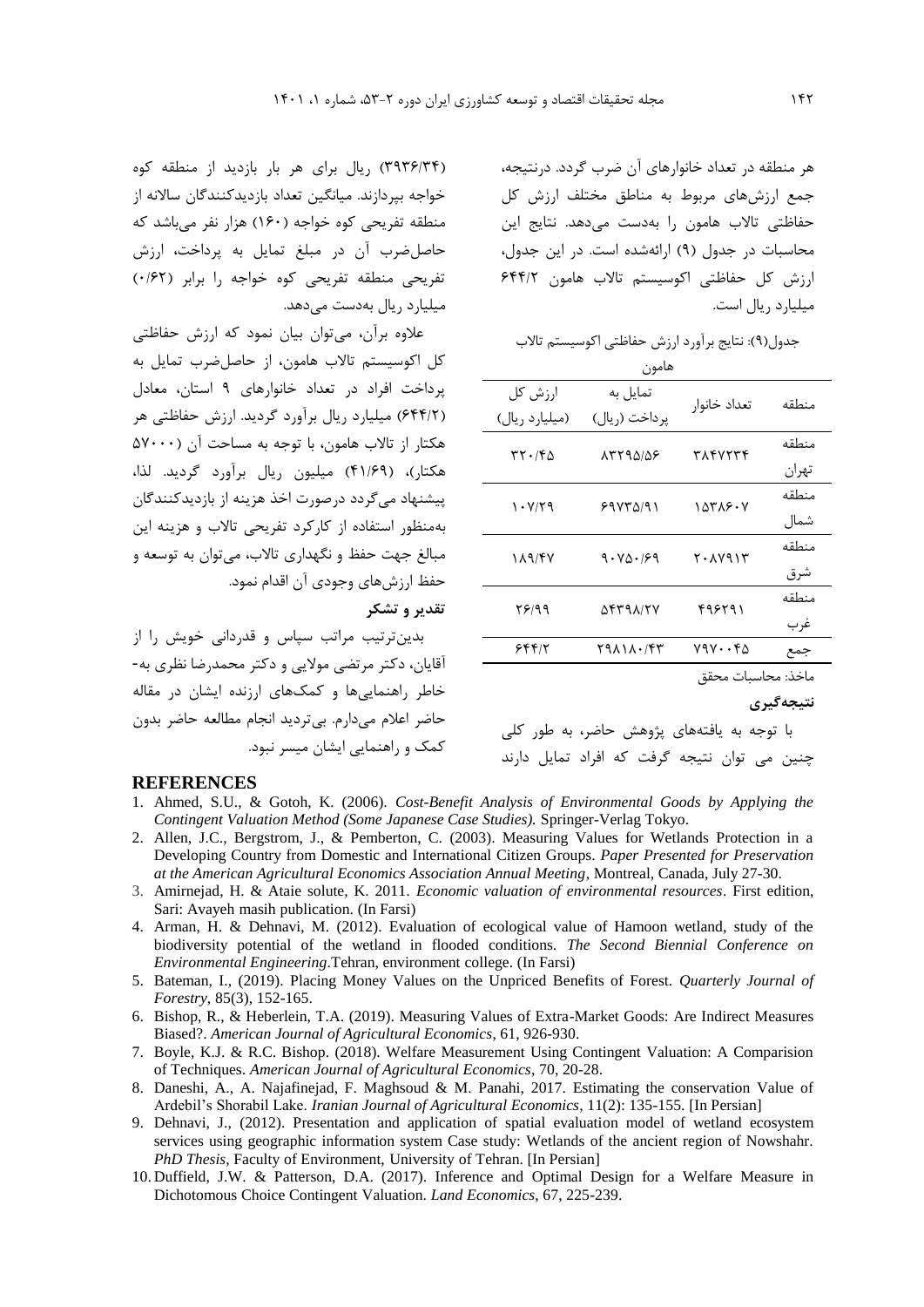هر منطقه در تعداد خانوارهای آن ضرب گردد. درنتیجه، جمع ارزش‌های مربوط به مناطق مختلف ارزش کل حفاظتی تالاب هامون را بدست می‌دهد. نتایج این محاسبات در جدول (۹) ارائه‌شده است. در این جدول، ارزش کل حفاظتی اکوسیستم تالاب هامون ۶۴۴/۲ میلیارد ریال است.

جدول(۹): نتایج برآورد ارزش حفاظتی اکوسیستم تالاب هامون

| منطقه | تعداد خانوار | تمایل به پرداخت (ریال) | ارزش کل (میلیارد ریال) |
|---|---|---|---|
| منطقه تهران | ۳۸۴۷۲۳۴ | ۸۳۲۹۵/۵۶ | ۳۲۰/۴۵ |
| منطقه شمال | ۱۵۳۸۶۰۷ | ۶۹۷۳۵/۹۱ | ۱۰۷/۲۹ |
| منطقه شرق | ۲۰۸۷۹۱۳ | ۹۰۷۵۰/۶۹ | ۱۸۹/۴۷ |
| منطقه غرب | ۴۹۶۲۹۱ | ۵۴۳۹۸/۲۷ | ۲۶/۹۹ |
| جمع | ۷۹۷۰۰۴۵ | ۲۹۸۱۸۰/۴۳ | ۶۴۴/۲ |

ماخذ: محاسبات محقق

**نتیجه‌گیری**

با توجه به یافته‌های پژوهش حاضر، به طور کلی چنین می توان نتیجه گرفت که افراد تمایل دارند (۳۹۳۶/۳۴) ریال برای هر بار بازدید از منطقه کوه خواجه بپردازند. میانگین تعداد بازدیدکنندگان سالانه از منطقه تفریحی کوه خواجه (۱۶۰) هزار نفر می‌باشد که حاصل‌ضرب آن در مبلغ تمایل به پرداخت، ارزش تفریحی منطقه تفریحی کوه خواجه را برابر (۰/۶۲) میلیارد ریال به‌دست می‌دهد.

علاوه برآن، می‌توان بیان نمود که ارزش حفاظتی کل اکوسیستم تالاب هامون، از حاصل‌ضرب تمایل به پرداخت افراد در تعداد خانوارهای ۹ استان، معادل (۶۴۴/۲) میلیارد ریال برآورد گردید. ارزش حفاظتی هر هکتار از تالاب هامون، با توجه به مساحت آن (۵۷۰۰۰ هکتار)، (۴۱/۶۹) میلیون ریال برآورد گردید. لذا، پیشنهاد می‌گردد درصورت اخذ هزینه از بازدیدکنندگان به‌منظور استفاده از کارکرد تفریحی تالاب و هزینه این مبالغ جهت حفظ و نگهداری تالاب، می‌توان به توسعه و حفظ ارزش‌های وجودی آن اقدام نمود.

**تقدیر و تشکر**

بدین‌ترتیب مراتب سپاس و قدردانی خویش را از آقایان، دکتر مرتضی مولایی و دکتر محمدرضا نظری به‌خاطر راهنمایی‌ها و کمک‌های ارزنده ایشان در مقاله حاضر اعلام می‌دارم. بی‌تردید انجام مطالعه حاضر بدون کمک و راهنمایی ایشان میسر نبود.

## REFERENCES

1. Ahmed, S.U., & Gotoh, K. (2006). *Cost-Benefit Analysis of Environmental Goods by Applying the Contingent Valuation Method (Some Japanese Case Studies).* Springer-Verlag Tokyo.
2. Allen, J.C., Bergstrom, J., & Pemberton, C. (2003). Measuring Values for Wetlands Protection in a Developing Country from Domestic and International Citizen Groups. *Paper Presented for Preservation at the American Agricultural Economics Association Annual Meeting*, Montreal, Canada, July 27-30.
3. Amirnejad, H. & Ataie solute, K. 2011. *Economic valuation of environmental resources*. First edition, Sari: Avayeh masih publication. (In Farsi)
4. Arman, H. & Dehnavi, M. (2012). Evaluation of ecological value of Hamoon wetland, study of the biodiversity potential of the wetland in flooded conditions. *The Second Biennial Conference on Environmental Engineering*.Tehran, environment college. (In Farsi)
5. Bateman, I., (2019). Placing Money Values on the Unpriced Benefits of Forest. *Quarterly Journal of Forestry*, 85(3), 152-165.
6. Bishop, R., & Heberlein, T.A. (2019). Measuring Values of Extra-Market Goods: Are Indirect Measures Biased?. *American Journal of Agricultural Economics*, 61, 926-930.
7. Boyle, K.J. & R.C. Bishop. (2018). Welfare Measurement Using Contingent Valuation: A Comparision of Techniques. *American Journal of Agricultural Economics*, 70, 20-28.
8. Daneshi, A., A. Najafinejad, F. Maghsoud & M. Panahi, 2017. Estimating the conservation Value of Ardebil's Shorabil Lake. *Iranian Journal of Agricultural Economics*, 11(2): 135-155. [In Persian]
9. Dehnavi, J., (2012). Presentation and application of spatial evaluation model of wetland ecosystem services using geographic information system Case study: Wetlands of the ancient region of Nowshahr. *PhD Thesis*, Faculty of Environment, University of Tehran. [In Persian]
10. Duffield, J.W. & Patterson, D.A. (2017). Inference and Optimal Design for a Welfare Measure in Dichotomous Choice Contingent Valuation. *Land Economics*, 67, 225-239.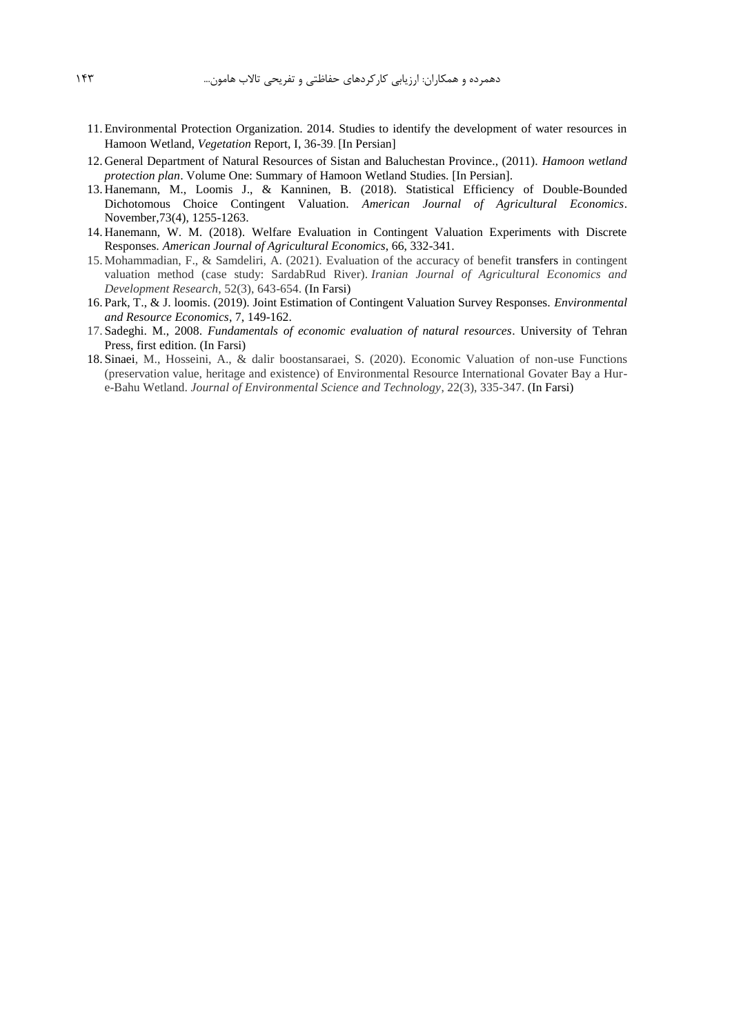11. Environmental Protection Organization. 2014. Studies to identify the development of water resources in Hamoon Wetland, *Vegetation* Report, I, 36-39. [In Persian]
12. General Department of Natural Resources of Sistan and Baluchestan Province., (2011). *Hamoon wetland protection plan*. Volume One: Summary of Hamoon Wetland Studies. [In Persian].
13. Hanemann, M., Loomis J., & Kanninen, B. (2018). Statistical Efficiency of Double-Bounded Dichotomous Choice Contingent Valuation. *American Journal of Agricultural Economics*. November,73(4), 1255-1263.
14. Hanemann, W. M. (2018). Welfare Evaluation in Contingent Valuation Experiments with Discrete Responses. *American Journal of Agricultural Economics*, 66, 332-341.
15. Mohammadian, F., & Samdeliri, A. (2021). Evaluation of the accuracy of benefit transfers in contingent valuation method (case study: SardabRud River). *Iranian Journal of Agricultural Economics and Development Research*, 52(3), 643-654. (In Farsi)
16. Park, T., & J. loomis. (2019). Joint Estimation of Contingent Valuation Survey Responses. *Environmental and Resource Economics*, 7, 149-162.
17. Sadeghi. M., 2008. *Fundamentals of economic evaluation of natural resources*. University of Tehran Press, first edition. (In Farsi)
18. Sinaei, M., Hosseini, A., & dalir boostansaraei, S. (2020). Economic Valuation of non-use Functions (preservation value, heritage and existence) of Environmental Resource International Govater Bay a Hur-e-Bahu Wetland. *Journal of Environmental Science and Technology*, 22(3), 335-347. (In Farsi)